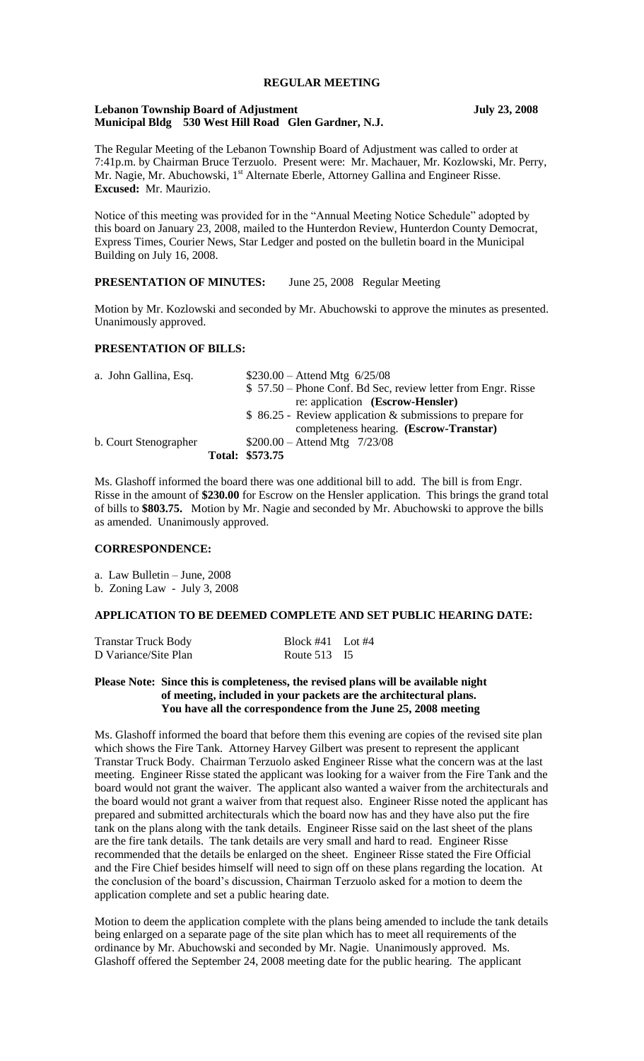# REGULAR MEETING

**Lebanon Township Board of Adjustment** **July 23, 2008**
**Municipal Bldg 530 West Hill Road Glen Gardner, N.J.**

The Regular Meeting of the Lebanon Township Board of Adjustment was called to order at 7:41p.m. by Chairman Bruce Terzuolo. Present were: Mr. Machauer, Mr. Kozlowski, Mr. Perry, Mr. Nagie, Mr. Abuchowski, 1st Alternate Eberle, Attorney Gallina and Engineer Risse. **Excused:** Mr. Maurizio.

Notice of this meeting was provided for in the "Annual Meeting Notice Schedule" adopted by this board on January 23, 2008, mailed to the Hunterdon Review, Hunterdon County Democrat, Express Times, Courier News, Star Ledger and posted on the bulletin board in the Municipal Building on July 16, 2008.

**PRESENTATION OF MINUTES:** June 25, 2008 Regular Meeting

Motion by Mr. Kozlowski and seconded by Mr. Abuchowski to approve the minutes as presented. Unanimously approved.

## PRESENTATION OF BILLS:

| | |
|---|---|
| a. John Gallina, Esq. | $230.00 – Attend Mtg 6/25/08 |
| | $ 57.50 – Phone Conf. Bd Sec, review letter from Engr. Risse re: application **(Escrow-Hensler)** |
| | $ 86.25 - Review application & submissions to prepare for completeness hearing. **(Escrow-Transtar)** |
| b. Court Stenographer | $200.00 – Attend Mtg 7/23/08 |
| **Total:** | **$573.75** |

Ms. Glashoff informed the board there was one additional bill to add. The bill is from Engr. Risse in the amount of **$230.00** for Escrow on the Hensler application. This brings the grand total of bills to **$803.75.** Motion by Mr. Nagie and seconded by Mr. Abuchowski to approve the bills as amended. Unanimously approved.

## CORRESPONDENCE:

a. Law Bulletin – June, 2008
b. Zoning Law - July 3, 2008

## APPLICATION TO BE DEEMED COMPLETE AND SET PUBLIC HEARING DATE:

| | |
|---|---|
| Transtar Truck Body | Block #41 Lot #4 |
| D Variance/Site Plan | Route 513 I5 |

**Please Note: Since this is completeness, the revised plans will be available night of meeting, included in your packets are the architectural plans. You have all the correspondence from the June 25, 2008 meeting**

Ms. Glashoff informed the board that before them this evening are copies of the revised site plan which shows the Fire Tank. Attorney Harvey Gilbert was present to represent the applicant Transtar Truck Body. Chairman Terzuolo asked Engineer Risse what the concern was at the last meeting. Engineer Risse stated the applicant was looking for a waiver from the Fire Tank and the board would not grant the waiver. The applicant also wanted a waiver from the architecturals and the board would not grant a waiver from that request also. Engineer Risse noted the applicant has prepared and submitted architecturals which the board now has and they have also put the fire tank on the plans along with the tank details. Engineer Risse said on the last sheet of the plans are the fire tank details. The tank details are very small and hard to read. Engineer Risse recommended that the details be enlarged on the sheet. Engineer Risse stated the Fire Official and the Fire Chief besides himself will need to sign off on these plans regarding the location. At the conclusion of the board's discussion, Chairman Terzuolo asked for a motion to deem the application complete and set a public hearing date.

Motion to deem the application complete with the plans being amended to include the tank details being enlarged on a separate page of the site plan which has to meet all requirements of the ordinance by Mr. Abuchowski and seconded by Mr. Nagie. Unanimously approved. Ms. Glashoff offered the September 24, 2008 meeting date for the public hearing. The applicant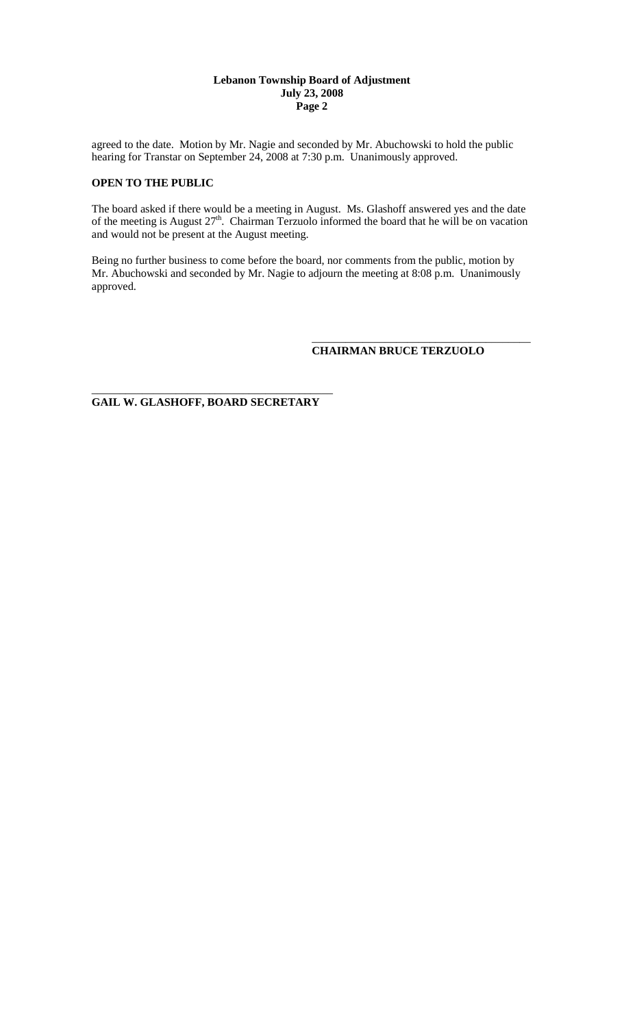agreed to the date. Motion by Mr. Nagie and seconded by Mr. Abuchowski to hold the public hearing for Transtar on September 24, 2008 at 7:30 p.m. Unanimously approved.

**OPEN TO THE PUBLIC**

The board asked if there would be a meeting in August. Ms. Glashoff answered yes and the date of the meeting is August 27th. Chairman Terzuolo informed the board that he will be on vacation and would not be present at the August meeting.

Being no further business to come before the board, nor comments from the public, motion by Mr. Abuchowski and seconded by Mr. Nagie to adjourn the meeting at 8:08 p.m. Unanimously approved.

\_\_\_\_\_\_\_\_\_\_\_\_\_\_\_\_\_\_\_\_\_\_\_\_\_\_\_\_\_\_\_\_\_\_\_\_\_\_\_\_
**CHAIRMAN BRUCE TERZUOLO**

\_\_\_\_\_\_\_\_\_\_\_\_\_\_\_\_\_\_\_\_\_\_\_\_\_\_\_\_\_\_\_\_\_\_\_\_\_\_\_\_
**GAIL W. GLASHOFF, BOARD SECRETARY**